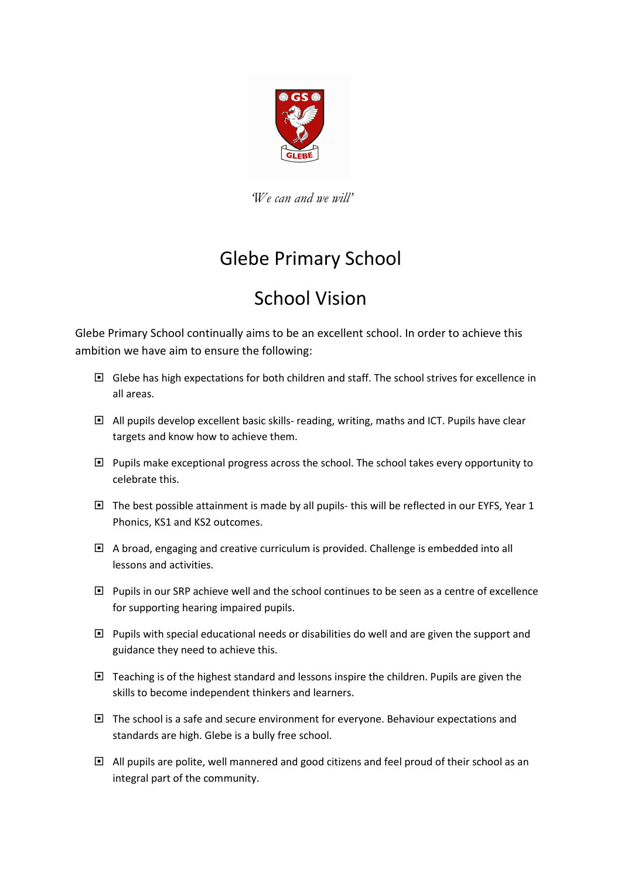*'We can and we will'*

# Glebe Primary School

## School Vision

Glebe Primary School continually aims to be an excellent school. In order to achieve this ambition we have aim to ensure the following:

- Glebe has high expectations for both children and staff. The school strives for excellence in all areas.
- All pupils develop excellent basic skills- reading, writing, maths and ICT. Pupils have clear targets and know how to achieve them.
- Pupils make exceptional progress across the school. The school takes every opportunity to celebrate this.
- The best possible attainment is made by all pupils- this will be reflected in our EYFS, Year 1 Phonics, KS1 and KS2 outcomes.
- A broad, engaging and creative curriculum is provided. Challenge is embedded into all lessons and activities.
- Pupils in our SRP achieve well and the school continues to be seen as a centre of excellence for supporting hearing impaired pupils.
- Pupils with special educational needs or disabilities do well and are given the support and guidance they need to achieve this.
- Teaching is of the highest standard and lessons inspire the children. Pupils are given the skills to become independent thinkers and learners.
- The school is a safe and secure environment for everyone. Behaviour expectations and standards are high. Glebe is a bully free school.
- All pupils are polite, well mannered and good citizens and feel proud of their school as an integral part of the community.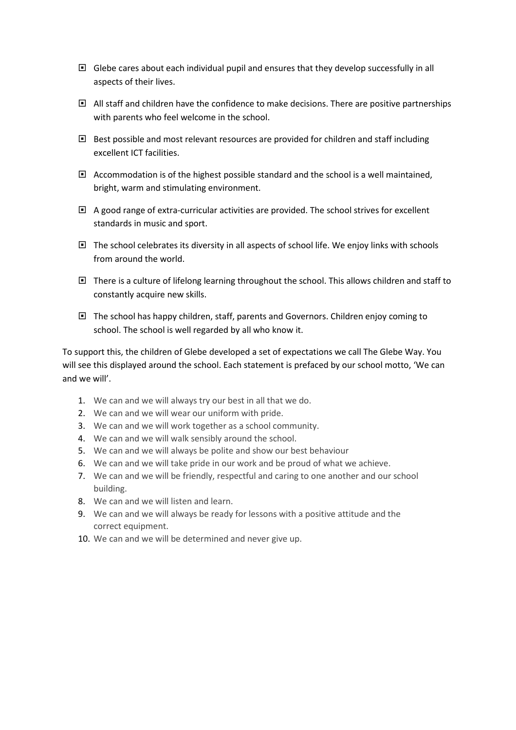- Glebe cares about each individual pupil and ensures that they develop successfully in all aspects of their lives.
- All staff and children have the confidence to make decisions. There are positive partnerships with parents who feel welcome in the school.
- Best possible and most relevant resources are provided for children and staff including excellent ICT facilities.
- Accommodation is of the highest possible standard and the school is a well maintained, bright, warm and stimulating environment.
- A good range of extra-curricular activities are provided. The school strives for excellent standards in music and sport.
- The school celebrates its diversity in all aspects of school life. We enjoy links with schools from around the world.
- There is a culture of lifelong learning throughout the school. This allows children and staff to constantly acquire new skills.
- The school has happy children, staff, parents and Governors. Children enjoy coming to school. The school is well regarded by all who know it.

To support this, the children of Glebe developed a set of expectations we call The Glebe Way. You will see this displayed around the school. Each statement is prefaced by our school motto, 'We can and we will'.

1. We can and we will always try our best in all that we do.
2. We can and we will wear our uniform with pride.
3. We can and we will work together as a school community.
4. We can and we will walk sensibly around the school.
5. We can and we will always be polite and show our best behaviour
6. We can and we will take pride in our work and be proud of what we achieve.
7. We can and we will be friendly, respectful and caring to one another and our school building.
8. We can and we will listen and learn.
9. We can and we will always be ready for lessons with a positive attitude and the correct equipment.
10. We can and we will be determined and never give up.